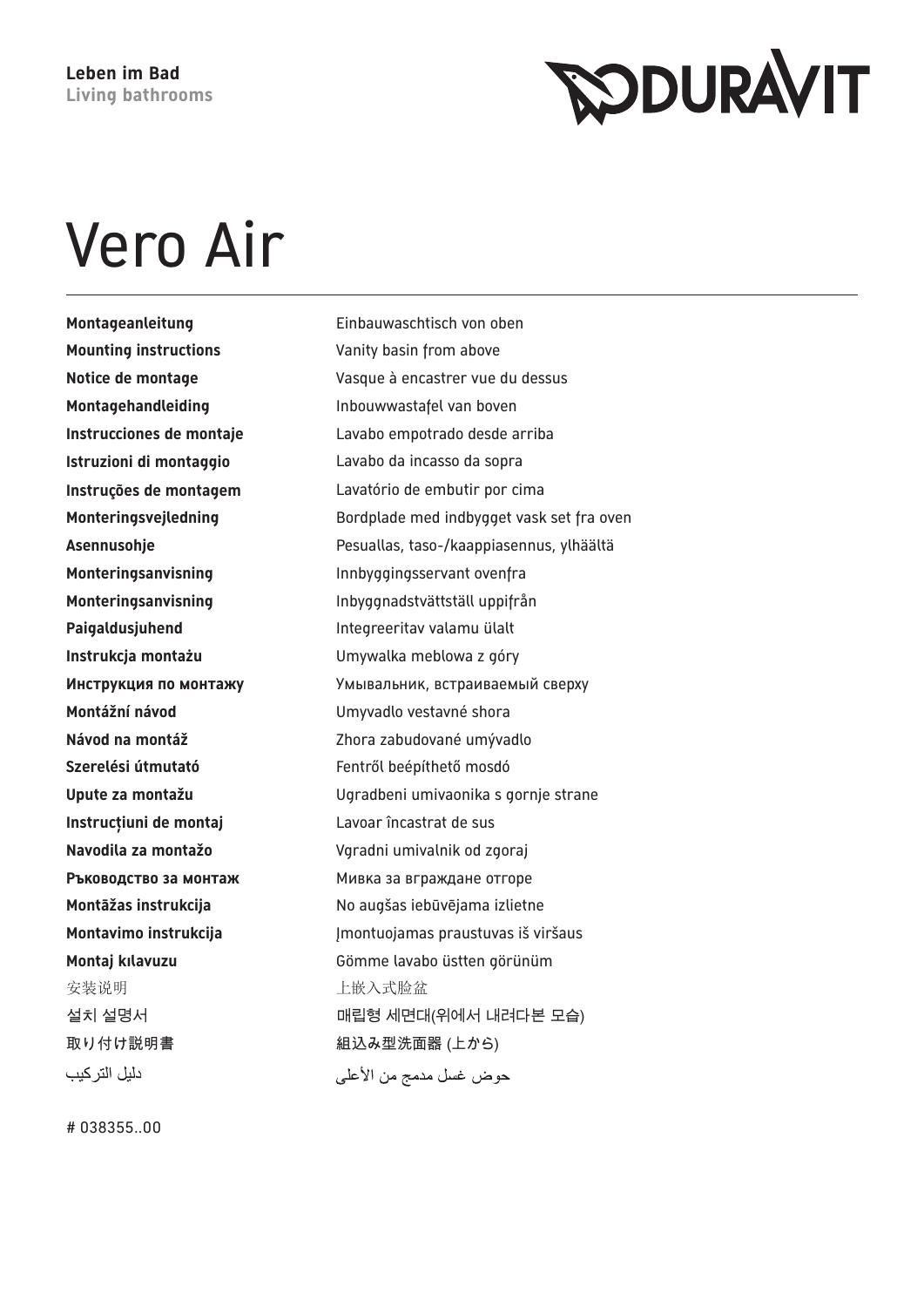**Leben im Bad**
**Living bathrooms**

DURAVIT

# Vero Air

| | |
|---|---|
| **Montageanleitung** | Einbauwaschtisch von oben |
| **Mounting instructions** | Vanity basin from above |
| **Notice de montage** | Vasque à encastrer vue du dessus |
| **Montagehandleiding** | Inbouwwastafel van boven |
| **Instrucciones de montaje** | Lavabo empotrado desde arriba |
| **Istruzioni di montaggio** | Lavabo da incasso da sopra |
| **Instruções de montagem** | Lavatório de embutir por cima |
| **Monteringsvejledning** | Bordplade med indbygget vask set fra oven |
| **Asennusohje** | Pesuallas, taso-/kaappiasennus, ylhäältä |
| **Monteringsanvisning** | Innbyggingsservant ovenfra |
| **Monteringsanvisning** | Inbyggnadstvättställ uppifrån |
| **Paigaldusjuhend** | Integreeritav valamu ülalt |
| **Instrukcja montażu** | Umywalka meblowa z góry |
| **Инструкция по монтажу** | Умывальник, встраиваемый сверху |
| **Montážní návod** | Umyvadlo vestavné shora |
| **Návod na montáž** | Zhora zabudované umývadlo |
| **Szerelési útmutató** | Fentről beépíthető mosdó |
| **Upute za montažu** | Ugradbeni umivaonika s gornje strane |
| **Instrucțiuni de montaj** | Lavoar încastrat de sus |
| **Navodila za montažo** | Vgradni umivalnik od zgoraj |
| **Ръководство за монтаж** | Мивка за вграждане отгоре |
| **Montāžas instrukcija** | No augšas iebūvējama izlietne |
| **Montavimo instrukcija** | Įmontuojamas praustuvas iš viršaus |
| **Montaj kılavuzu** | Gömme lavabo üstten görünüm |
| 安装说明 | 上嵌入式脸盆 |
| 설치 설명서 | 매립형 세면대(위에서 내려다본 모습) |
| 取り付け説明書 | 組込み型洗面器 (上から) |
| دليل التركيب | حوض غسل مدمج من الأعلى |

# 038355..00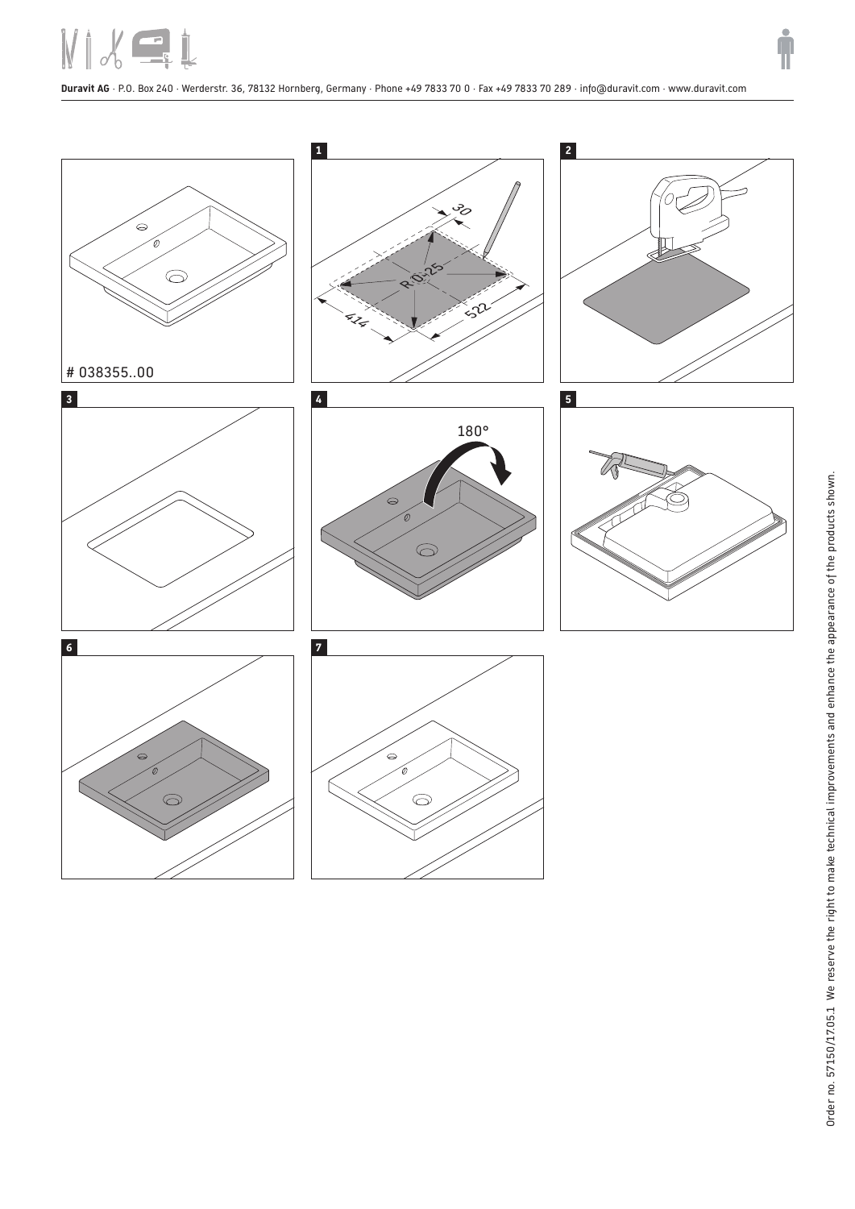Duravit AG · P.O. Box 240 · Werderstr. 36, 78132 Hornberg, Germany · Phone +49 7833 70 0 · Fax +49 7833 70 289 · info@duravit.com · www.duravit.com

# 038355..00

1

30

R 0-25

414

522

2

3

4

180°

5

6

7

Order no. 57150/17.05.1 We reserve the right to make technical improvements and enhance the appearance of the products shown.